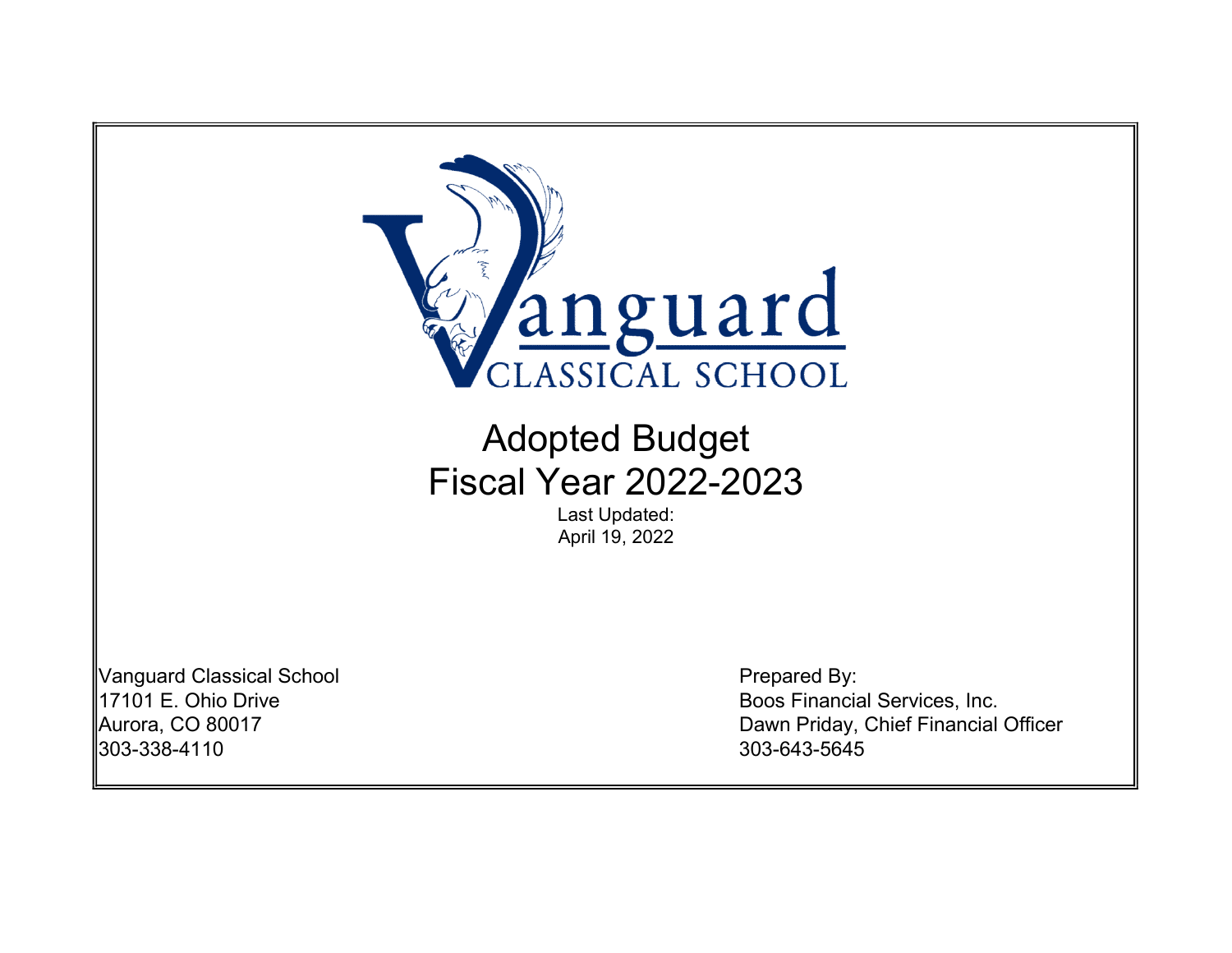Vanguard
CLASSICAL SCHOOL

# Adopted Budget
# Fiscal Year 2022-2023

Last Updated:
April 19, 2022

Vanguard Classical School
17101 E. Ohio Drive
Aurora, CO 80017
303-338-4110

Prepared By:
Boos Financial Services, Inc.
Dawn Priday, Chief Financial Officer
303-643-5645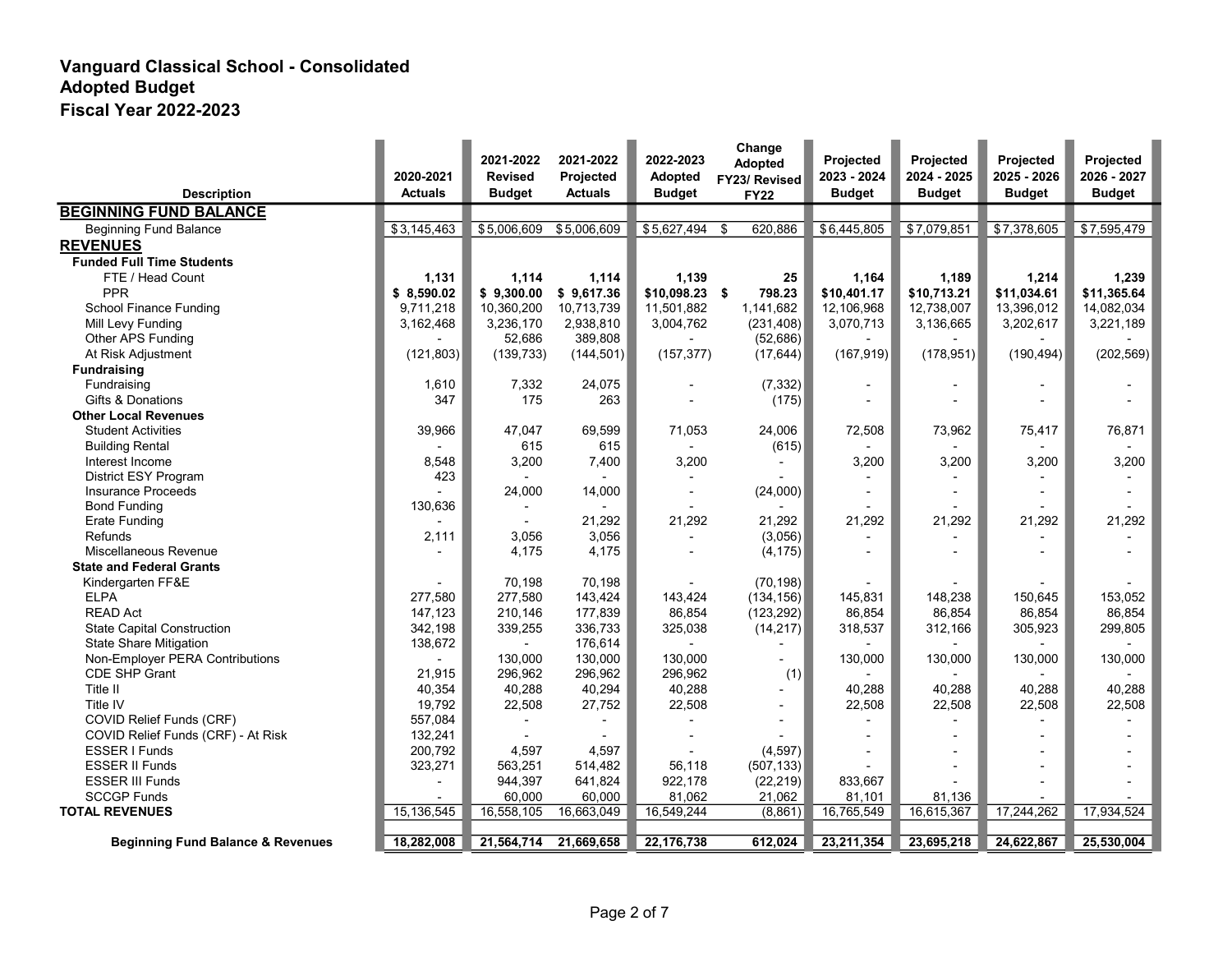# Vanguard Classical School - Consolidated
## Adopted Budget
## Fiscal Year 2022-2023

| Description | 2020-2021 Actuals | 2021-2022 Revised Budget | 2021-2022 Projected Actuals | 2022-2023 Adopted Budget | Change Adopted FY23/ Revised FY22 | Projected 2023 - 2024 Budget | Projected 2024 - 2025 Budget | Projected 2025 - 2026 Budget | Projected 2026 - 2027 Budget |
|---|---|---|---|---|---|---|---|---|---|
| **BEGINNING FUND BALANCE** | | | | | | | | | |
| Beginning Fund Balance | $3,145,463 | $5,006,609 | $5,006,609 | $5,627,494 | $ 620,886 | $6,445,805 | $7,079,851 | $7,378,605 | $7,595,479 |
| **REVENUES** | | | | | | | | | |
| **Funded Full Time Students** | | | | | | | | | |
| FTE / Head Count | **1,131** | **1,114** | **1,114** | **1,139** | **25** | **1,164** | **1,189** | **1,214** | **1,239** |
| PPR | **$ 8,590.02** | **$ 9,300.00** | **$ 9,617.36** | **$10,098.23** | **$ 798.23** | **$10,401.17** | **$10,713.21** | **$11,034.61** | **$11,365.64** |
| School Finance Funding | 9,711,218 | 10,360,200 | 10,713,739 | 11,501,882 | 1,141,682 | 12,106,968 | 12,738,007 | 13,396,012 | 14,082,034 |
| Mill Levy Funding | 3,162,468 | 3,236,170 | 2,938,810 | 3,004,762 | (231,408) | 3,070,713 | 3,136,665 | 3,202,617 | 3,221,189 |
| Other APS Funding | - | 52,686 | 389,808 | - | (52,686) | - | - | - | - |
| At Risk Adjustment | (121,803) | (139,733) | (144,501) | (157,377) | (17,644) | (167,919) | (178,951) | (190,494) | (202,569) |
| **Fundraising** | | | | | | | | | |
| Fundraising | 1,610 | 7,332 | 24,075 | - | (7,332) | - | - | - | - |
| Gifts & Donations | 347 | 175 | 263 | - | (175) | - | - | - | - |
| **Other Local Revenues** | | | | | | | | | |
| Student Activities | 39,966 | 47,047 | 69,599 | 71,053 | 24,006 | 72,508 | 73,962 | 75,417 | 76,871 |
| Building Rental | - | 615 | 615 | - | (615) | - | - | - | - |
| Interest Income | 8,548 | 3,200 | 7,400 | 3,200 | - | 3,200 | 3,200 | 3,200 | 3,200 |
| District ESY Program | 423 | - | - | - | - | - | - | - | - |
| Insurance Proceeds | - | 24,000 | 14,000 | - | (24,000) | - | - | - | - |
| Bond Funding | 130,636 | - | - | - | - | - | - | - | - |
| Erate Funding | - | - | 21,292 | 21,292 | 21,292 | 21,292 | 21,292 | 21,292 | 21,292 |
| Refunds | 2,111 | 3,056 | 3,056 | - | (3,056) | - | - | - | - |
| Miscellaneous Revenue | - | 4,175 | 4,175 | - | (4,175) | - | - | - | - |
| **State and Federal Grants** | | | | | | | | | |
| Kindergarten FF&E | - | 70,198 | 70,198 | - | (70,198) | - | - | - | - |
| ELPA | 277,580 | 277,580 | 143,424 | 143,424 | (134,156) | 145,831 | 148,238 | 150,645 | 153,052 |
| READ Act | 147,123 | 210,146 | 177,839 | 86,854 | (123,292) | 86,854 | 86,854 | 86,854 | 86,854 |
| State Capital Construction | 342,198 | 339,255 | 336,733 | 325,038 | (14,217) | 318,537 | 312,166 | 305,923 | 299,805 |
| State Share Mitigation | 138,672 | - | 176,614 | - | - | - | - | - | - |
| Non-Employer PERA Contributions | - | 130,000 | 130,000 | 130,000 | - | 130,000 | 130,000 | 130,000 | 130,000 |
| CDE SHP Grant | 21,915 | 296,962 | 296,962 | 296,962 | (1) | - | - | - | - |
| Title II | 40,354 | 40,288 | 40,294 | 40,288 | - | 40,288 | 40,288 | 40,288 | 40,288 |
| Title IV | 19,792 | 22,508 | 27,752 | 22,508 | - | 22,508 | 22,508 | 22,508 | 22,508 |
| COVID Relief Funds (CRF) | 557,084 | - | - | - | - | - | - | - | - |
| COVID Relief Funds (CRF) - At Risk | 132,241 | - | - | - | - | - | - | - | - |
| ESSER I Funds | 200,792 | 4,597 | 4,597 | - | (4,597) | - | - | - | - |
| ESSER II Funds | 323,271 | 563,251 | 514,482 | 56,118 | (507,133) | - | - | - | - |
| ESSER III Funds | - | 944,397 | 641,824 | 922,178 | (22,219) | 833,667 | - | - | - |
| SCCGP Funds | - | 60,000 | 60,000 | 81,062 | 21,062 | 81,101 | 81,136 | - | - |
| **TOTAL REVENUES** | 15,136,545 | 16,558,105 | 16,663,049 | 16,549,244 | (8,861) | 16,765,549 | 16,615,367 | 17,244,262 | 17,934,524 |
| **Beginning Fund Balance & Revenues** | **18,282,008** | **21,564,714** | **21,669,658** | **22,176,738** | **612,024** | **23,211,354** | **23,695,218** | **24,622,867** | **25,530,004** |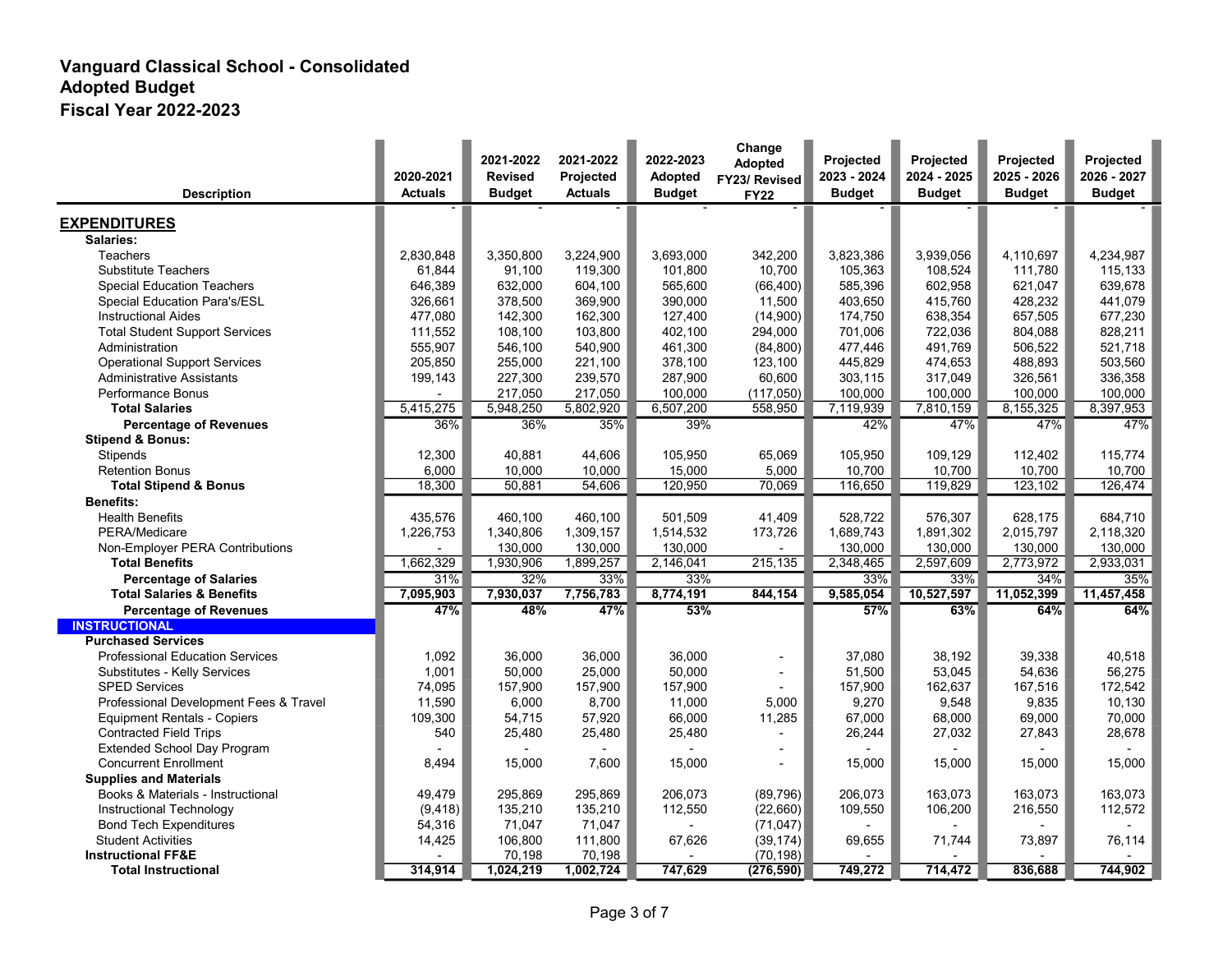# Vanguard Classical School - Consolidated
## Adopted Budget
## Fiscal Year 2022-2023

| Description | 2020-2021 Actuals | 2021-2022 Revised Budget | 2021-2022 Projected Actuals | 2022-2023 Adopted Budget | Change Adopted FY23/ Revised FY22 | Projected 2023 - 2024 Budget | Projected 2024 - 2025 Budget | Projected 2025 - 2026 Budget | Projected 2026 - 2027 Budget |
|---|---|---|---|---|---|---|---|---|---|
| | - | - | - | - | - | - | - | - | - |
| **EXPENDITURES** | | | | | | | | | |
| **Salaries:** | | | | | | | | | |
| Teachers | 2,830,848 | 3,350,800 | 3,224,900 | 3,693,000 | 342,200 | 3,823,386 | 3,939,056 | 4,110,697 | 4,234,987 |
| Substitute Teachers | 61,844 | 91,100 | 119,300 | 101,800 | 10,700 | 105,363 | 108,524 | 111,780 | 115,133 |
| Special Education Teachers | 646,389 | 632,000 | 604,100 | 565,600 | (66,400) | 585,396 | 602,958 | 621,047 | 639,678 |
| Special Education Para's/ESL | 326,661 | 378,500 | 369,900 | 390,000 | 11,500 | 403,650 | 415,760 | 428,232 | 441,079 |
| Instructional Aides | 477,080 | 142,300 | 162,300 | 127,400 | (14,900) | 174,750 | 638,354 | 657,505 | 677,230 |
| Total Student Support Services | 111,552 | 108,100 | 103,800 | 402,100 | 294,000 | 701,006 | 722,036 | 804,088 | 828,211 |
| Administration | 555,907 | 546,100 | 540,900 | 461,300 | (84,800) | 477,446 | 491,769 | 506,522 | 521,718 |
| Operational Support Services | 205,850 | 255,000 | 221,100 | 378,100 | 123,100 | 445,829 | 474,653 | 488,893 | 503,560 |
| Administrative Assistants | 199,143 | 227,300 | 239,570 | 287,900 | 60,600 | 303,115 | 317,049 | 326,561 | 336,358 |
| Performance Bonus | - | 217,050 | 217,050 | 100,000 | (117,050) | 100,000 | 100,000 | 100,000 | 100,000 |
| **Total Salaries** | 5,415,275 | 5,948,250 | 5,802,920 | 6,507,200 | 558,950 | 7,119,939 | 7,810,159 | 8,155,325 | 8,397,953 |
| **Percentage of Revenues** | 36% | 36% | 35% | 39% | | 42% | 47% | 47% | 47% |
| **Stipend & Bonus:** | | | | | | | | | |
| Stipends | 12,300 | 40,881 | 44,606 | 105,950 | 65,069 | 105,950 | 109,129 | 112,402 | 115,774 |
| Retention Bonus | 6,000 | 10,000 | 10,000 | 15,000 | 5,000 | 10,700 | 10,700 | 10,700 | 10,700 |
| **Total Stipend & Bonus** | 18,300 | 50,881 | 54,606 | 120,950 | 70,069 | 116,650 | 119,829 | 123,102 | 126,474 |
| **Benefits:** | | | | | | | | | |
| Health Benefits | 435,576 | 460,100 | 460,100 | 501,509 | 41,409 | 528,722 | 576,307 | 628,175 | 684,710 |
| PERA/Medicare | 1,226,753 | 1,340,806 | 1,309,157 | 1,514,532 | 173,726 | 1,689,743 | 1,891,302 | 2,015,797 | 2,118,320 |
| Non-Employer PERA Contributions | - | 130,000 | 130,000 | 130,000 | - | 130,000 | 130,000 | 130,000 | 130,000 |
| **Total Benefits** | 1,662,329 | 1,930,906 | 1,899,257 | 2,146,041 | 215,135 | 2,348,465 | 2,597,609 | 2,773,972 | 2,933,031 |
| **Percentage of Salaries** | 31% | 32% | 33% | 33% | | 33% | 33% | 34% | 35% |
| **Total Salaries & Benefits** | **7,095,903** | **7,930,037** | **7,756,783** | **8,774,191** | **844,154** | **9,585,054** | **10,527,597** | **11,052,399** | **11,457,458** |
| **Percentage of Revenues** | **47%** | **48%** | **47%** | **53%** | | **57%** | **63%** | **64%** | **64%** |
| **INSTRUCTIONAL** | | | | | | | | | |
| **Purchased Services** | | | | | | | | | |
| Professional Education Services | 1,092 | 36,000 | 36,000 | 36,000 | - | 37,080 | 38,192 | 39,338 | 40,518 |
| Substitutes - Kelly Services | 1,001 | 50,000 | 25,000 | 50,000 | - | 51,500 | 53,045 | 54,636 | 56,275 |
| SPED Services | 74,095 | 157,900 | 157,900 | 157,900 | - | 157,900 | 162,637 | 167,516 | 172,542 |
| Professional Development Fees & Travel | 11,590 | 6,000 | 8,700 | 11,000 | 5,000 | 9,270 | 9,548 | 9,835 | 10,130 |
| Equipment Rentals - Copiers | 109,300 | 54,715 | 57,920 | 66,000 | 11,285 | 67,000 | 68,000 | 69,000 | 70,000 |
| Contracted Field Trips | 540 | 25,480 | 25,480 | 25,480 | - | 26,244 | 27,032 | 27,843 | 28,678 |
| Extended School Day Program | - | - | - | - | - | - | - | - | - |
| Concurrent Enrollment | 8,494 | 15,000 | 7,600 | 15,000 | - | 15,000 | 15,000 | 15,000 | 15,000 |
| **Supplies and Materials** | | | | | | | | | |
| Books & Materials - Instructional | 49,479 | 295,869 | 295,869 | 206,073 | (89,796) | 206,073 | 163,073 | 163,073 | 163,073 |
| Instructional Technology | (9,418) | 135,210 | 135,210 | 112,550 | (22,660) | 109,550 | 106,200 | 216,550 | 112,572 |
| Bond Tech Expenditures | 54,316 | 71,047 | 71,047 | - | (71,047) | - | - | - | - |
| Student Activities | 14,425 | 106,800 | 111,800 | 67,626 | (39,174) | 69,655 | 71,744 | 73,897 | 76,114 |
| **Instructional FF&E** | - | 70,198 | 70,198 | - | (70,198) | - | - | - | - |
| **Total Instructional** | **314,914** | **1,024,219** | **1,002,724** | **747,629** | **(276,590)** | **749,272** | **714,472** | **836,688** | **744,902** |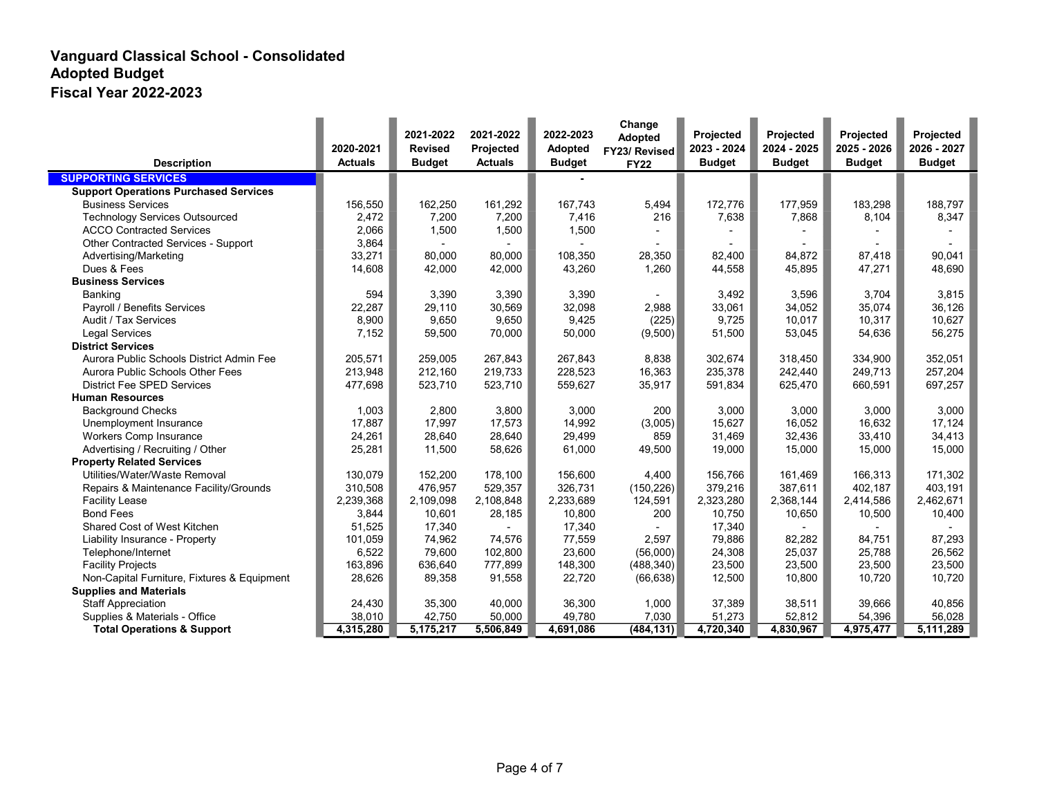# Vanguard Classical School - Consolidated
## Adopted Budget
## Fiscal Year 2022-2023

| Description | 2020-2021 Actuals | 2021-2022 Revised Budget | 2021-2022 Projected Actuals | 2022-2023 Adopted Budget | Change Adopted FY23/ Revised FY22 | Projected 2023 - 2024 Budget | Projected 2024 - 2025 Budget | Projected 2025 - 2026 Budget | Projected 2026 - 2027 Budget |
|---|---|---|---|---|---|---|---|---|---|
| **SUPPORTING SERVICES** | | | | - | | | | | |
| **Support Operations Purchased Services** | | | | | | | | | |
| Business Services | 156,550 | 162,250 | 161,292 | 167,743 | 5,494 | 172,776 | 177,959 | 183,298 | 188,797 |
| Technology Services Outsourced | 2,472 | 7,200 | 7,200 | 7,416 | 216 | 7,638 | 7,868 | 8,104 | 8,347 |
| ACCO Contracted Services | 2,066 | 1,500 | 1,500 | 1,500 | - | - | - | - | - |
| Other Contracted Services - Support | 3,864 | - | - | - | - | - | - | - | - |
| Advertising/Marketing | 33,271 | 80,000 | 80,000 | 108,350 | 28,350 | 82,400 | 84,872 | 87,418 | 90,041 |
| Dues & Fees | 14,608 | 42,000 | 42,000 | 43,260 | 1,260 | 44,558 | 45,895 | 47,271 | 48,690 |
| **Business Services** | | | | | | | | | |
| Banking | 594 | 3,390 | 3,390 | 3,390 | - | 3,492 | 3,596 | 3,704 | 3,815 |
| Payroll / Benefits Services | 22,287 | 29,110 | 30,569 | 32,098 | 2,988 | 33,061 | 34,052 | 35,074 | 36,126 |
| Audit / Tax Services | 8,900 | 9,650 | 9,650 | 9,425 | (225) | 9,725 | 10,017 | 10,317 | 10,627 |
| Legal Services | 7,152 | 59,500 | 70,000 | 50,000 | (9,500) | 51,500 | 53,045 | 54,636 | 56,275 |
| **District Services** | | | | | | | | | |
| Aurora Public Schools District Admin Fee | 205,571 | 259,005 | 267,843 | 267,843 | 8,838 | 302,674 | 318,450 | 334,900 | 352,051 |
| Aurora Public Schools Other Fees | 213,948 | 212,160 | 219,733 | 228,523 | 16,363 | 235,378 | 242,440 | 249,713 | 257,204 |
| District Fee SPED Services | 477,698 | 523,710 | 523,710 | 559,627 | 35,917 | 591,834 | 625,470 | 660,591 | 697,257 |
| **Human Resources** | | | | | | | | | |
| Background Checks | 1,003 | 2,800 | 3,800 | 3,000 | 200 | 3,000 | 3,000 | 3,000 | 3,000 |
| Unemployment Insurance | 17,887 | 17,997 | 17,573 | 14,992 | (3,005) | 15,627 | 16,052 | 16,632 | 17,124 |
| Workers Comp Insurance | 24,261 | 28,640 | 28,640 | 29,499 | 859 | 31,469 | 32,436 | 33,410 | 34,413 |
| Advertising / Recruiting / Other | 25,281 | 11,500 | 58,626 | 61,000 | 49,500 | 19,000 | 15,000 | 15,000 | 15,000 |
| **Property Related Services** | | | | | | | | | |
| Utilities/Water/Waste Removal | 130,079 | 152,200 | 178,100 | 156,600 | 4,400 | 156,766 | 161,469 | 166,313 | 171,302 |
| Repairs & Maintenance Facility/Grounds | 310,508 | 476,957 | 529,357 | 326,731 | (150,226) | 379,216 | 387,611 | 402,187 | 403,191 |
| Facility Lease | 2,239,368 | 2,109,098 | 2,108,848 | 2,233,689 | 124,591 | 2,323,280 | 2,368,144 | 2,414,586 | 2,462,671 |
| Bond Fees | 3,844 | 10,601 | 28,185 | 10,800 | 200 | 10,750 | 10,650 | 10,500 | 10,400 |
| Shared Cost of West Kitchen | 51,525 | 17,340 | - | 17,340 | - | 17,340 | - | - | - |
| Liability Insurance - Property | 101,059 | 74,962 | 74,576 | 77,559 | 2,597 | 79,886 | 82,282 | 84,751 | 87,293 |
| Telephone/Internet | 6,522 | 79,600 | 102,800 | 23,600 | (56,000) | 24,308 | 25,037 | 25,788 | 26,562 |
| Facility Projects | 163,896 | 636,640 | 777,899 | 148,300 | (488,340) | 23,500 | 23,500 | 23,500 | 23,500 |
| Non-Capital Furniture, Fixtures & Equipment | 28,626 | 89,358 | 91,558 | 22,720 | (66,638) | 12,500 | 10,800 | 10,720 | 10,720 |
| **Supplies and Materials** | | | | | | | | | |
| Staff Appreciation | 24,430 | 35,300 | 40,000 | 36,300 | 1,000 | 37,389 | 38,511 | 39,666 | 40,856 |
| Supplies & Materials - Office | 38,010 | 42,750 | 50,000 | 49,780 | 7,030 | 51,273 | 52,812 | 54,396 | 56,028 |
| **Total Operations & Support** | **4,315,280** | **5,175,217** | **5,506,849** | **4,691,086** | **(484,131)** | **4,720,340** | **4,830,967** | **4,975,477** | **5,111,289** |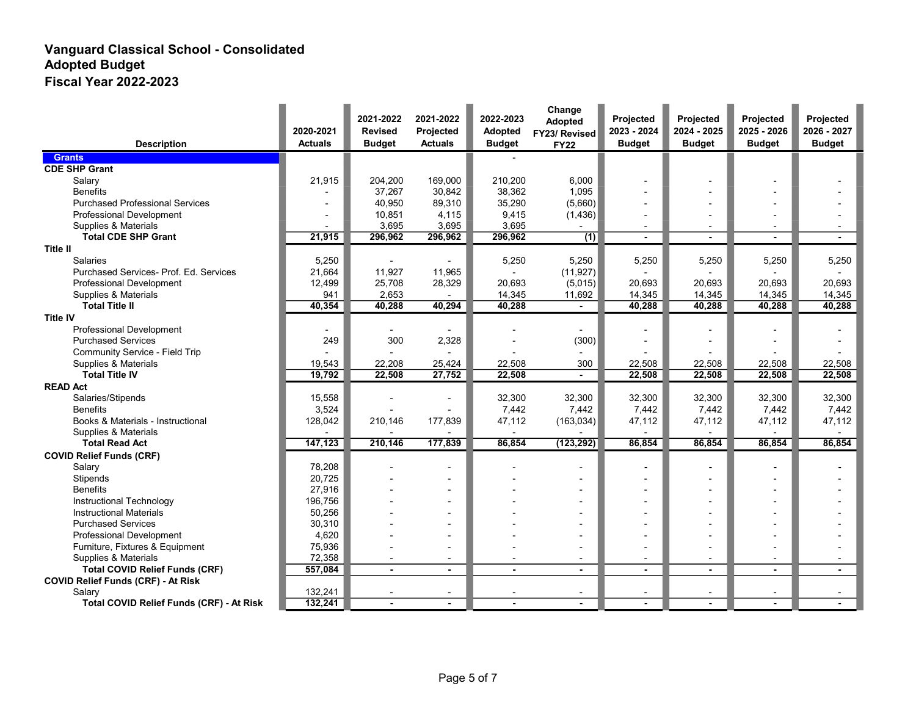# Vanguard Classical School - Consolidated
## Adopted Budget
## Fiscal Year 2022-2023

| Description | 2020-2021 Actuals | 2021-2022 Revised Budget | 2021-2022 Projected Actuals | 2022-2023 Adopted Budget | Change Adopted FY23/ Revised FY22 | Projected 2023 - 2024 Budget | Projected 2024 - 2025 Budget | Projected 2025 - 2026 Budget | Projected 2026 - 2027 Budget |
|---|---|---|---|---|---|---|---|---|---|
| **Grants** | | | | - | | | | | |
| **CDE SHP Grant** | | | | | | | | | |
| Salary | 21,915 | 204,200 | 169,000 | 210,200 | 6,000 | - | - | - | - |
| Benefits | - | 37,267 | 30,842 | 38,362 | 1,095 | - | - | - | - |
| Purchased Professional Services | - | 40,950 | 89,310 | 35,290 | (5,660) | - | - | - | - |
| Professional Development | - | 10,851 | 4,115 | 9,415 | (1,436) | - | - | - | - |
| Supplies & Materials | - | 3,695 | 3,695 | 3,695 | - | - | - | - | - |
| **Total CDE SHP Grant** | **21,915** | **296,962** | **296,962** | **296,962** | **(1)** | **-** | **-** | **-** | **-** |
| **Title II** | | | | | | | | | |
| Salaries | 5,250 | - | - | 5,250 | 5,250 | 5,250 | 5,250 | 5,250 | 5,250 |
| Purchased Services- Prof. Ed. Services | 21,664 | 11,927 | 11,965 | - | (11,927) | - | - | - | - |
| Professional Development | 12,499 | 25,708 | 28,329 | 20,693 | (5,015) | 20,693 | 20,693 | 20,693 | 20,693 |
| Supplies & Materials | 941 | 2,653 | - | 14,345 | 11,692 | 14,345 | 14,345 | 14,345 | 14,345 |
| **Total Title II** | **40,354** | **40,288** | **40,294** | **40,288** | **-** | **40,288** | **40,288** | **40,288** | **40,288** |
| **Title IV** | | | | | | | | | |
| Professional Development | - | - | - | - | - | - | - | - | - |
| Purchased Service | 249 | 300 | 2,328 | - | (300) | - | - | - | - |
| Community Service - Field Trip | - | - | - | - | - | - | - | - | - |
| Supplies & Materials | 19,543 | 22,208 | 25,424 | 22,508 | 300 | 22,508 | 22,508 | 22,508 | 22,508 |
| **Total Title IV** | **19,792** | **22,508** | **27,752** | **22,508** | **-** | **22,508** | **22,508** | **22,508** | **22,508** |
| **READ Act** | | | | | | | | | |
| Salaries/Stipends | 15,558 | - | - | 32,300 | 32,300 | 32,300 | 32,300 | 32,300 | 32,300 |
| Benefits | 3,524 | - | - | 7,442 | 7,442 | 7,442 | 7,442 | 7,442 | 7,442 |
| Books & Materials - Instructional | 128,042 | 210,146 | 177,839 | 47,112 | (163,034) | 47,112 | 47,112 | 47,112 | 47,112 |
| Supplies & Materials | - | - | - | - | - | - | - | - | - |
| **Total Read Act** | **147,123** | **210,146** | **177,839** | **86,854** | **(123,292)** | **86,854** | **86,854** | **86,854** | **86,854** |
| **COVID Relief Funds (CRF)** | | | | | | | | | |
| Salary | 78,208 | - | - | - | - | - | - | - | - |
| Stipends | 20,725 | - | - | - | - | - | - | - | - |
| Benefits | 27,916 | - | - | - | - | - | - | - | - |
| Instructional Technology | 196,756 | - | - | - | - | - | - | - | - |
| Instructional Materials | 50,256 | - | - | - | - | - | - | - | - |
| Purchased Services | 30,310 | - | - | - | - | - | - | - | - |
| Professional Development | 4,620 | - | - | - | - | - | - | - | - |
| Furniture, Fixtures & Equipment | 75,936 | - | - | - | - | - | - | - | - |
| Supplies & Materials | 72,358 | - | - | - | - | - | - | - | - |
| **Total COVID Relief Funds (CRF)** | **557,084** | **-** | **-** | **-** | **-** | **-** | **-** | **-** | **-** |
| **COVID Relief Funds (CRF) - At Risk** | | | | | | | | | |
| Salary | 132,241 | - | - | - | - | - | - | - | - |
| **Total COVID Relief Funds (CRF) - At Risk** | **132,241** | **-** | **-** | **-** | **-** | **-** | **-** | **-** | **-** |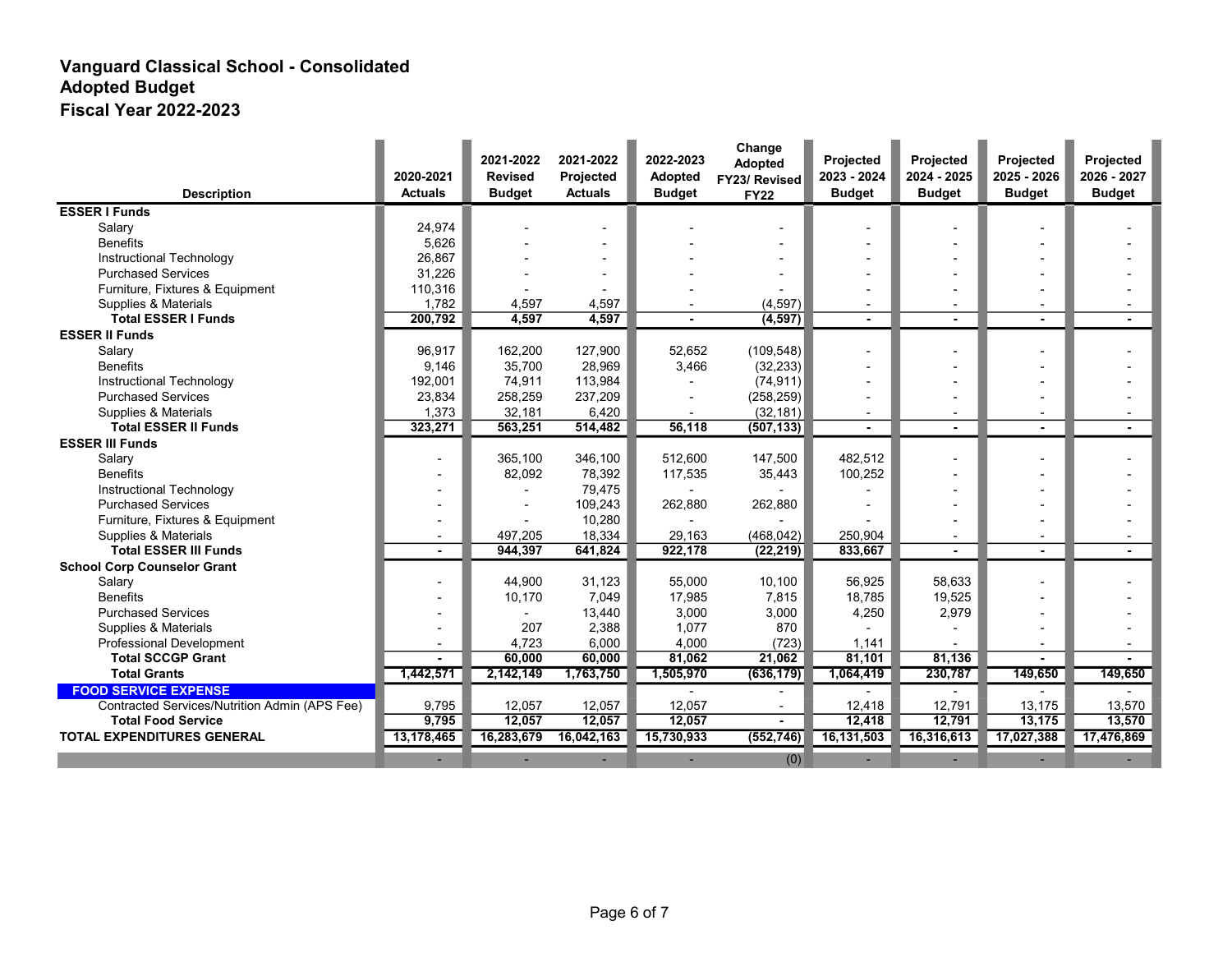# Vanguard Classical School - Consolidated
## Adopted Budget
## Fiscal Year 2022-2023

| Description | 2020-2021 Actuals | 2021-2022 Revised Budget | 2021-2022 Projected Actuals | 2022-2023 Adopted Budget | Change Adopted FY23/ Revised FY22 | Projected 2023 - 2024 Budget | Projected 2024 - 2025 Budget | Projected 2025 - 2026 Budget | Projected 2026 - 2027 Budget |
|---|---|---|---|---|---|---|---|---|---|
| **ESSER I Funds** | | | | | | | | | |
| Salary | 24,974 | - | - | - | - | - | - | - | - |
| Benefits | 5,626 | - | - | - | - | - | - | - | - |
| Instructional Technology | 26,867 | - | - | - | - | - | - | - | - |
| Purchased Services | 31,226 | - | - | - | - | - | - | - | - |
| Furniture, Fixtures & Equipment | 110,316 | - | - | - | - | - | - | - | - |
| Supplies & Materials | 1,782 | 4,597 | 4,597 | - | (4,597) | - | - | - | - |
| **Total ESSER I Funds** | **200,792** | **4,597** | **4,597** | **-** | **(4,597)** | **-** | **-** | **-** | **-** |
| **ESSER II Funds** | | | | | | | | | |
| Salary | 96,917 | 162,200 | 127,900 | 52,652 | (109,548) | - | - | - | - |
| Benefits | 9,146 | 35,700 | 28,969 | 3,466 | (32,233) | - | - | - | - |
| Instructional Technology | 192,001 | 74,911 | 113,984 | - | (74,911) | - | - | - | - |
| Purchased Services | 23,834 | 258,259 | 237,209 | - | (258,259) | - | - | - | - |
| Supplies & Materials | 1,373 | 32,181 | 6,420 | - | (32,181) | - | - | - | - |
| **Total ESSER II Funds** | **323,271** | **563,251** | **514,482** | **56,118** | **(507,133)** | **-** | **-** | **-** | **-** |
| **ESSER III Funds** | | | | | | | | | |
| Salary | - | 365,100 | 346,100 | 512,600 | 147,500 | 482,512 | - | - | - |
| Benefits | - | 82,092 | 78,392 | 117,535 | 35,443 | 100,252 | - | - | - |
| Instructional Technology | - | - | 79,475 | - | - | - | - | - | - |
| Purchased Services | - | - | 109,243 | 262,880 | 262,880 | - | - | - | - |
| Furniture, Fixtures & Equipment | - | - | 10,280 | - | - | - | - | - | - |
| Supplies & Materials | - | 497,205 | 18,334 | 29,163 | (468,042) | 250,904 | - | - | - |
| **Total ESSER III Funds** | **-** | **944,397** | **641,824** | **922,178** | **(22,219)** | **833,667** | **-** | **-** | **-** |
| **School Corp Counselor Grant** | | | | | | | | | |
| Salary | - | 44,900 | 31,123 | 55,000 | 10,100 | 56,925 | 58,633 | - | - |
| Benefits | - | 10,170 | 7,049 | 17,985 | 7,815 | 18,785 | 19,525 | - | - |
| Purchased Services | - | - | 13,440 | 3,000 | 3,000 | 4,250 | 2,979 | - | - |
| Supplies & Materials | - | 207 | 2,388 | 1,077 | 870 | - | - | - | - |
| Professional Development | - | 4,723 | 6,000 | 4,000 | (723) | 1,141 | - | - | - |
| **Total SCCGP Grant** | **-** | **60,000** | **60,000** | **81,062** | **21,062** | **81,101** | **81,136** | **-** | **-** |
| **Total Grants** | **1,442,571** | **2,142,149** | **1,763,750** | **1,505,970** | **(636,179)** | **1,064,419** | **230,787** | **149,650** | **149,650** |
| **FOOD SERVICE EXPENSE** | | | | - | - | - | - | - | - |
| Contracted Services/Nutrition Admin (APS Fee) | 9,795 | 12,057 | 12,057 | 12,057 | - | 12,418 | 12,791 | 13,175 | 13,570 |
| **Total Food Service** | **9,795** | **12,057** | **12,057** | **12,057** | **-** | **12,418** | **12,791** | **13,175** | **13,570** |
| **TOTAL EXPENDITURES GENERAL** | **13,178,465** | **16,283,679** | **16,042,163** | **15,730,933** | **(552,746)** | **16,131,503** | **16,316,613** | **17,027,388** | **17,476,869** |
| | - | - | - | - | (0) | - | - | - | - |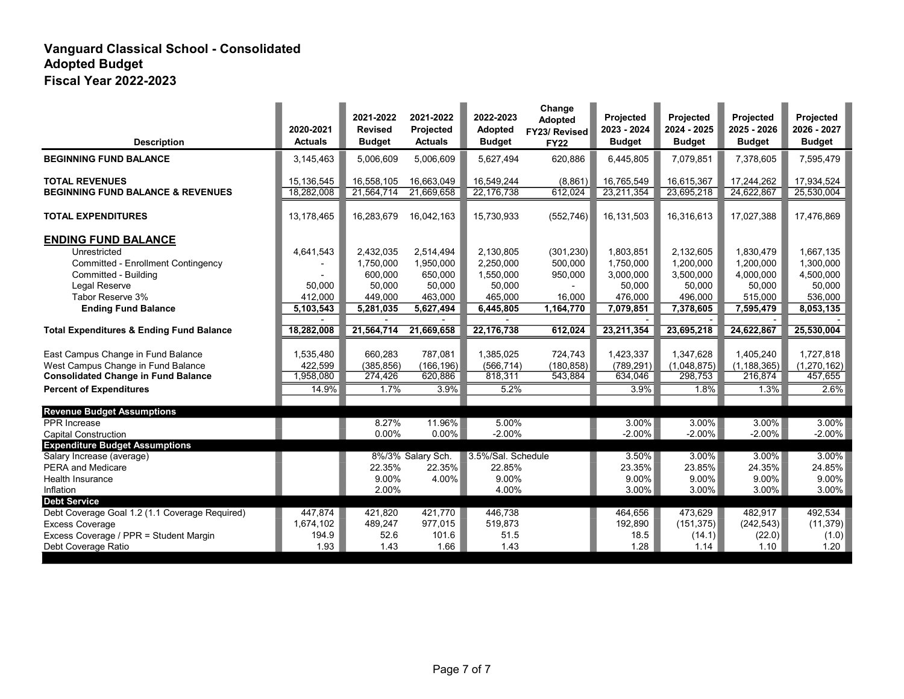# Vanguard Classical School - Consolidated
## Adopted Budget
## Fiscal Year 2022-2023

| Description | 2020-2021 Actuals | 2021-2022 Revised Budget | 2021-2022 Projected Actuals | 2022-2023 Adopted Budget | Change Adopted FY23/ Revised FY22 | Projected 2023 - 2024 Budget | Projected 2024 - 2025 Budget | Projected 2025 - 2026 Budget | Projected 2026 - 2027 Budget |
|---|---|---|---|---|---|---|---|---|---|
| **BEGINNING FUND BALANCE** | 3,145,463 | 5,006,609 | 5,006,609 | 5,627,494 | 620,886 | 6,445,805 | 7,079,851 | 7,378,605 | 7,595,479 |
| **TOTAL REVENUES** | 15,136,545 | 16,558,105 | 16,663,049 | 16,549,244 | (8,861) | 16,765,549 | 16,615,367 | 17,244,262 | 17,934,524 |
| **BEGINNING FUND BALANCE & REVENUES** | 18,282,008 | 21,564,714 | 21,669,658 | 22,176,738 | 612,024 | 23,211,354 | 23,695,218 | 24,622,867 | 25,530,004 |
| **TOTAL EXPENDITURES** | 13,178,465 | 16,283,679 | 16,042,163 | 15,730,933 | (552,746) | 16,131,503 | 16,316,613 | 17,027,388 | 17,476,869 |
| **ENDING FUND BALANCE** | | | | | | | | | |
| Unrestricted | 4,641,543 | 2,432,035 | 2,514,494 | 2,130,805 | (301,230) | 1,803,851 | 2,132,605 | 1,830,479 | 1,667,135 |
| Committed - Enrollment Contingency | - | 1,750,000 | 1,950,000 | 2,250,000 | 500,000 | 1,750,000 | 1,200,000 | 1,200,000 | 1,300,000 |
| Committed - Building | - | 600,000 | 650,000 | 1,550,000 | 950,000 | 3,000,000 | 3,500,000 | 4,000,000 | 4,500,000 |
| Legal Reserve | 50,000 | 50,000 | 50,000 | 50,000 | - | 50,000 | 50,000 | 50,000 | 50,000 |
| Tabor Reserve 3% | 412,000 | 449,000 | 463,000 | 465,000 | 16,000 | 476,000 | 496,000 | 515,000 | 536,000 |
| **Ending Fund Balance** | **5,103,543** | **5,281,035** | **5,627,494** | **6,445,805** | **1,164,770** | **7,079,851** | **7,378,605** | **7,595,479** | **8,053,135** |
| | - | - | - | - | | - | - | - | - |
| **Total Expenditures & Ending Fund Balance** | **18,282,008** | **21,564,714** | **21,669,658** | **22,176,738** | **612,024** | **23,211,354** | **23,695,218** | **24,622,867** | **25,530,004** |
| East Campus Change in Fund Balance | 1,535,480 | 660,283 | 787,081 | 1,385,025 | 724,743 | 1,423,337 | 1,347,628 | 1,405,240 | 1,727,818 |
| West Campus Change in Fund Balance | 422,599 | (385,856) | (166,196) | (566,714) | (180,858) | (789,291) | (1,048,875) | (1,188,365) | (1,270,162) |
| **Consolidated Change in Fund Balance** | 1,958,080 | 274,426 | 620,886 | 818,311 | 543,884 | 634,046 | 298,753 | 216,874 | 457,655 |
| **Percent of Expenditures** | 14.9% | 1.7% | 3.9% | 5.2% | | 3.9% | 1.8% | 1.3% | 2.6% |
| **Revenue Budget Assumptions** | | | | | | | | | |
| PPR Increase | | 8.27% | 11.96% | 5.00% | | 3.00% | 3.00% | 3.00% | 3.00% |
| Capital Construction | | 0.00% | 0.00% | -2.00% | | -2.00% | -2.00% | -2.00% | -2.00% |
| **Expenditure Budget Assumptions** | | | | | | | | | |
| Salary Increase (average) | | 8%/3% Salary Sch. | | 3.5%/Sal. Schedule | | 3.50% | 3.00% | 3.00% | 3.00% |
| PERA and Medicare | | 22.35% | 22.35% | 22.85% | | 23.35% | 23.85% | 24.35% | 24.85% |
| Health Insurance | | 9.00% | 4.00% | 9.00% | | 9.00% | 9.00% | 9.00% | 9.00% |
| Inflation | | 2.00% | | 4.00% | | 3.00% | 3.00% | 3.00% | 3.00% |
| **Debt Service** | | | | | | | | | |
| Debt Coverage Goal 1.2 (1.1 Coverage Required) | 447,874 | 421,820 | 421,770 | 446,738 | | 464,656 | 473,629 | 482,917 | 492,534 |
| Excess Coverage | 1,674,102 | 489,247 | 977,015 | 519,873 | | 192,890 | (151,375) | (242,543) | (11,379) |
| Excess Coverage / PPR = Student Margin | 194.9 | 52.6 | 101.6 | 51.5 | | 18.5 | (14.1) | (22.0) | (1.0) |
| Debt Coverage Ratio | 1.93 | 1.43 | 1.66 | 1.43 | | 1.28 | 1.14 | 1.10 | 1.20 |